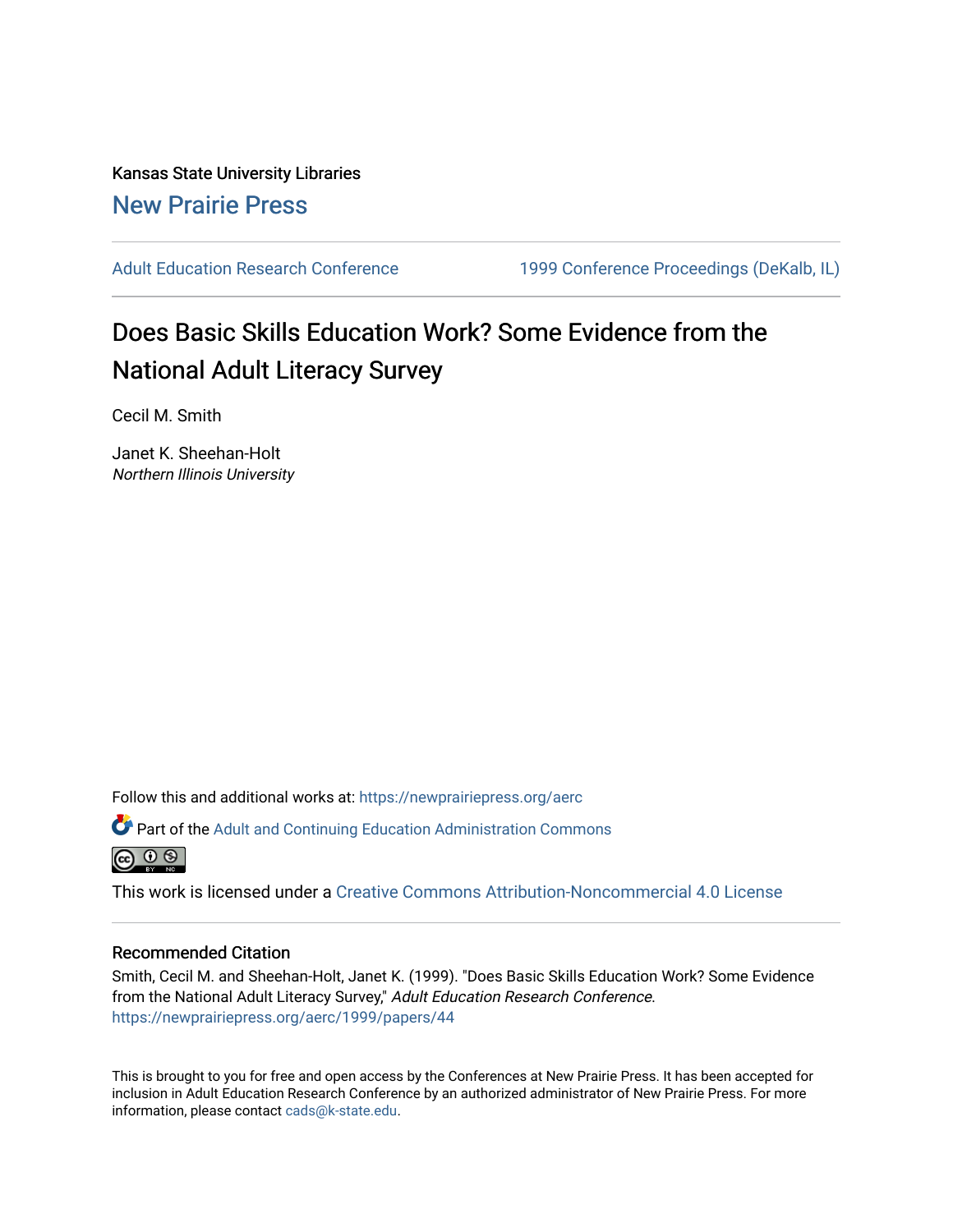Kansas State University Libraries

New Prairie Press

Adult Education Research Conference

1999 Conference Proceedings (DeKalb, IL)

# Does Basic Skills Education Work? Some Evidence from the National Adult Literacy Survey

Cecil M. Smith

Janet K. Sheehan-Holt
*Northern Illinois University*

Follow this and additional works at: https://newprairiepress.org/aerc

Part of the Adult and Continuing Education Administration Commons

This work is licensed under a Creative Commons Attribution-Noncommercial 4.0 License

## Recommended Citation

Smith, Cecil M. and Sheehan-Holt, Janet K. (1999). "Does Basic Skills Education Work? Some Evidence from the National Adult Literacy Survey," *Adult Education Research Conference*. https://newprairiepress.org/aerc/1999/papers/44

This is brought to you for free and open access by the Conferences at New Prairie Press. It has been accepted for inclusion in Adult Education Research Conference by an authorized administrator of New Prairie Press. For more information, please contact cads@k-state.edu.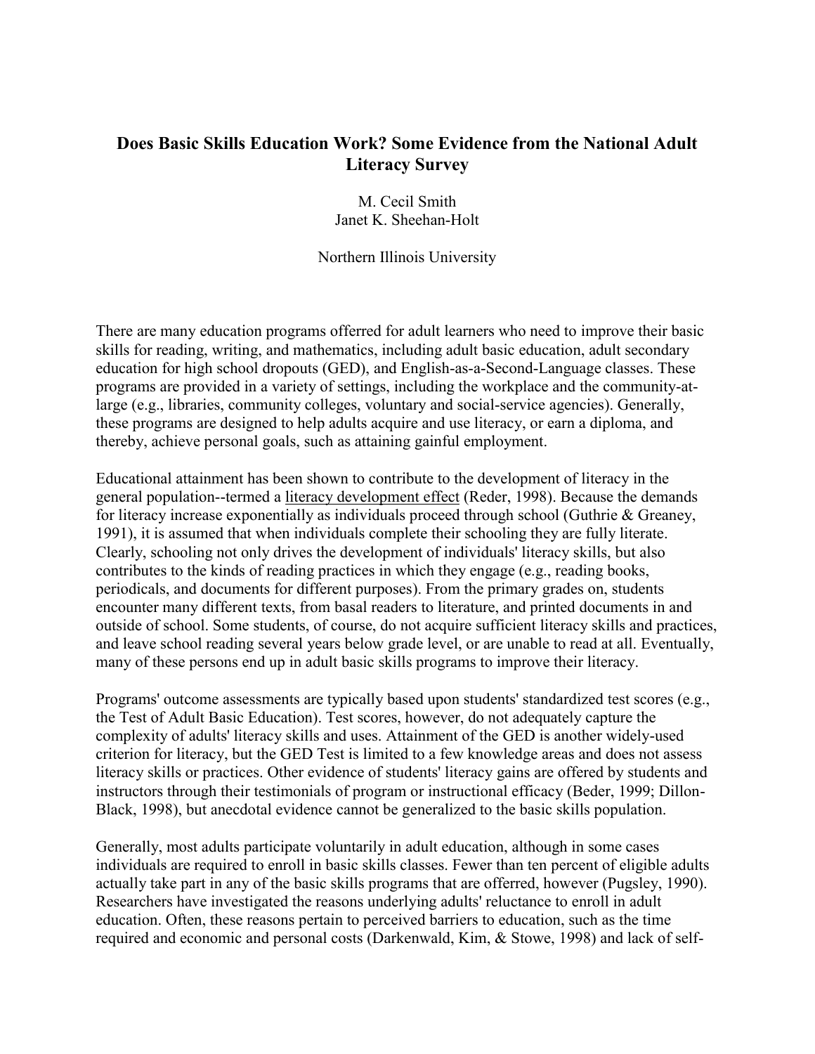# Does Basic Skills Education Work? Some Evidence from the National Adult Literacy Survey

M. Cecil Smith
Janet K. Sheehan-Holt

Northern Illinois University

There are many education programs offerred for adult learners who need to improve their basic skills for reading, writing, and mathematics, including adult basic education, adult secondary education for high school dropouts (GED), and English-as-a-Second-Language classes. These programs are provided in a variety of settings, including the workplace and the community-at-large (e.g., libraries, community colleges, voluntary and social-service agencies). Generally, these programs are designed to help adults acquire and use literacy, or earn a diploma, and thereby, achieve personal goals, such as attaining gainful employment.

Educational attainment has been shown to contribute to the development of literacy in the general population--termed a literacy development effect (Reder, 1998). Because the demands for literacy increase exponentially as individuals proceed through school (Guthrie & Greaney, 1991), it is assumed that when individuals complete their schooling they are fully literate. Clearly, schooling not only drives the development of individuals' literacy skills, but also contributes to the kinds of reading practices in which they engage (e.g., reading books, periodicals, and documents for different purposes). From the primary grades on, students encounter many different texts, from basal readers to literature, and printed documents in and outside of school. Some students, of course, do not acquire sufficient literacy skills and practices, and leave school reading several years below grade level, or are unable to read at all. Eventually, many of these persons end up in adult basic skills programs to improve their literacy.

Programs' outcome assessments are typically based upon students' standardized test scores (e.g., the Test of Adult Basic Education). Test scores, however, do not adequately capture the complexity of adults' literacy skills and uses. Attainment of the GED is another widely-used criterion for literacy, but the GED Test is limited to a few knowledge areas and does not assess literacy skills or practices. Other evidence of students' literacy gains are offered by students and instructors through their testimonials of program or instructional efficacy (Beder, 1999; Dillon-Black, 1998), but anecdotal evidence cannot be generalized to the basic skills population.

Generally, most adults participate voluntarily in adult education, although in some cases individuals are required to enroll in basic skills classes. Fewer than ten percent of eligible adults actually take part in any of the basic skills programs that are offerred, however (Pugsley, 1990). Researchers have investigated the reasons underlying adults' reluctance to enroll in adult education. Often, these reasons pertain to perceived barriers to education, such as the time required and economic and personal costs (Darkenwald, Kim, & Stowe, 1998) and lack of self-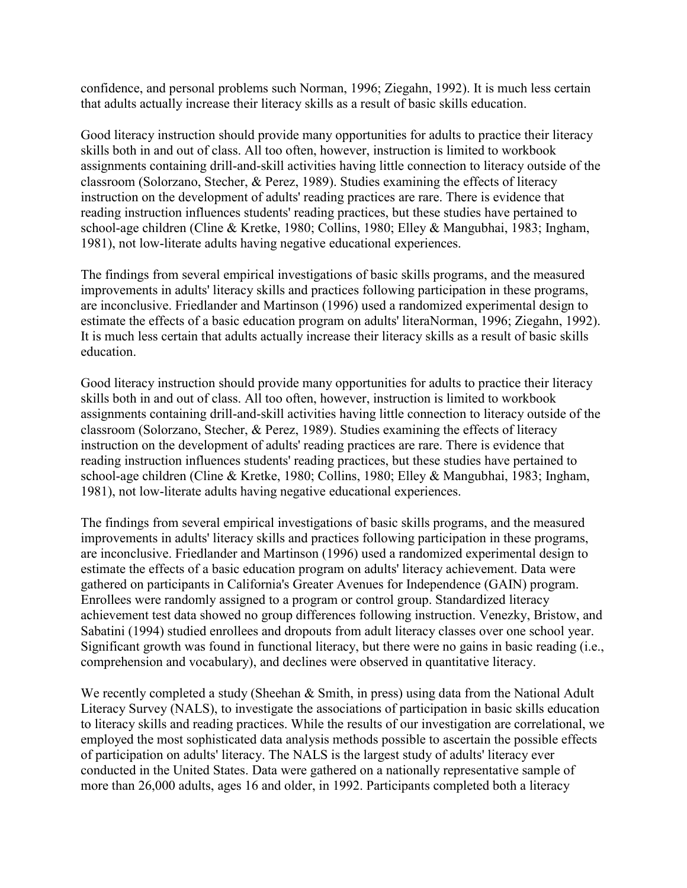confidence, and personal problems such Norman, 1996; Ziegahn, 1992). It is much less certain that adults actually increase their literacy skills as a result of basic skills education.

Good literacy instruction should provide many opportunities for adults to practice their literacy skills both in and out of class. All too often, however, instruction is limited to workbook assignments containing drill-and-skill activities having little connection to literacy outside of the classroom (Solorzano, Stecher, & Perez, 1989). Studies examining the effects of literacy instruction on the development of adults' reading practices are rare. There is evidence that reading instruction influences students' reading practices, but these studies have pertained to school-age children (Cline & Kretke, 1980; Collins, 1980; Elley & Mangubhai, 1983; Ingham, 1981), not low-literate adults having negative educational experiences.

The findings from several empirical investigations of basic skills programs, and the measured improvements in adults' literacy skills and practices following participation in these programs, are inconclusive. Friedlander and Martinson (1996) used a randomized experimental design to estimate the effects of a basic education program on adults' literaNorman, 1996; Ziegahn, 1992). It is much less certain that adults actually increase their literacy skills as a result of basic skills education.

Good literacy instruction should provide many opportunities for adults to practice their literacy skills both in and out of class. All too often, however, instruction is limited to workbook assignments containing drill-and-skill activities having little connection to literacy outside of the classroom (Solorzano, Stecher, & Perez, 1989). Studies examining the effects of literacy instruction on the development of adults' reading practices are rare. There is evidence that reading instruction influences students' reading practices, but these studies have pertained to school-age children (Cline & Kretke, 1980; Collins, 1980; Elley & Mangubhai, 1983; Ingham, 1981), not low-literate adults having negative educational experiences.

The findings from several empirical investigations of basic skills programs, and the measured improvements in adults' literacy skills and practices following participation in these programs, are inconclusive. Friedlander and Martinson (1996) used a randomized experimental design to estimate the effects of a basic education program on adults' literacy achievement. Data were gathered on participants in California's Greater Avenues for Independence (GAIN) program. Enrollees were randomly assigned to a program or control group. Standardized literacy achievement test data showed no group differences following instruction. Venezky, Bristow, and Sabatini (1994) studied enrollees and dropouts from adult literacy classes over one school year. Significant growth was found in functional literacy, but there were no gains in basic reading (i.e., comprehension and vocabulary), and declines were observed in quantitative literacy.

We recently completed a study (Sheehan & Smith, in press) using data from the National Adult Literacy Survey (NALS), to investigate the associations of participation in basic skills education to literacy skills and reading practices. While the results of our investigation are correlational, we employed the most sophisticated data analysis methods possible to ascertain the possible effects of participation on adults' literacy. The NALS is the largest study of adults' literacy ever conducted in the United States. Data were gathered on a nationally representative sample of more than 26,000 adults, ages 16 and older, in 1992. Participants completed both a literacy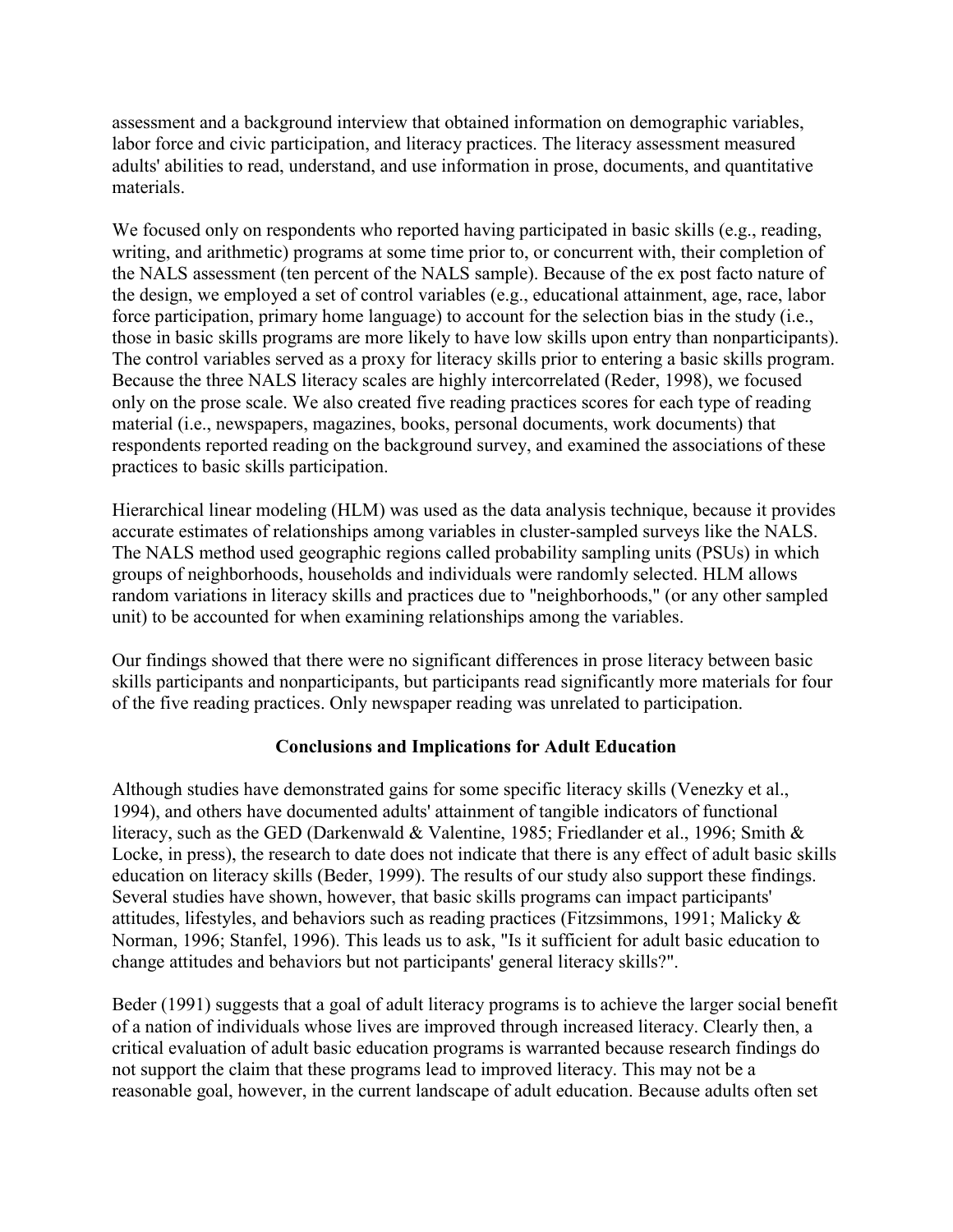assessment and a background interview that obtained information on demographic variables, labor force and civic participation, and literacy practices. The literacy assessment measured adults' abilities to read, understand, and use information in prose, documents, and quantitative materials.

We focused only on respondents who reported having participated in basic skills (e.g., reading, writing, and arithmetic) programs at some time prior to, or concurrent with, their completion of the NALS assessment (ten percent of the NALS sample). Because of the ex post facto nature of the design, we employed a set of control variables (e.g., educational attainment, age, race, labor force participation, primary home language) to account for the selection bias in the study (i.e., those in basic skills programs are more likely to have low skills upon entry than nonparticipants). The control variables served as a proxy for literacy skills prior to entering a basic skills program. Because the three NALS literacy scales are highly intercorrelated (Reder, 1998), we focused only on the prose scale. We also created five reading practices scores for each type of reading material (i.e., newspapers, magazines, books, personal documents, work documents) that respondents reported reading on the background survey, and examined the associations of these practices to basic skills participation.

Hierarchical linear modeling (HLM) was used as the data analysis technique, because it provides accurate estimates of relationships among variables in cluster-sampled surveys like the NALS. The NALS method used geographic regions called probability sampling units (PSUs) in which groups of neighborhoods, households and individuals were randomly selected. HLM allows random variations in literacy skills and practices due to "neighborhoods," (or any other sampled unit) to be accounted for when examining relationships among the variables.

Our findings showed that there were no significant differences in prose literacy between basic skills participants and nonparticipants, but participants read significantly more materials for four of the five reading practices. Only newspaper reading was unrelated to participation.

## Conclusions and Implications for Adult Education

Although studies have demonstrated gains for some specific literacy skills (Venezky et al., 1994), and others have documented adults' attainment of tangible indicators of functional literacy, such as the GED (Darkenwald & Valentine, 1985; Friedlander et al., 1996; Smith & Locke, in press), the research to date does not indicate that there is any effect of adult basic skills education on literacy skills (Beder, 1999). The results of our study also support these findings. Several studies have shown, however, that basic skills programs can impact participants' attitudes, lifestyles, and behaviors such as reading practices (Fitzsimmons, 1991; Malicky & Norman, 1996; Stanfel, 1996). This leads us to ask, "Is it sufficient for adult basic education to change attitudes and behaviors but not participants' general literacy skills?".

Beder (1991) suggests that a goal of adult literacy programs is to achieve the larger social benefit of a nation of individuals whose lives are improved through increased literacy. Clearly then, a critical evaluation of adult basic education programs is warranted because research findings do not support the claim that these programs lead to improved literacy. This may not be a reasonable goal, however, in the current landscape of adult education. Because adults often set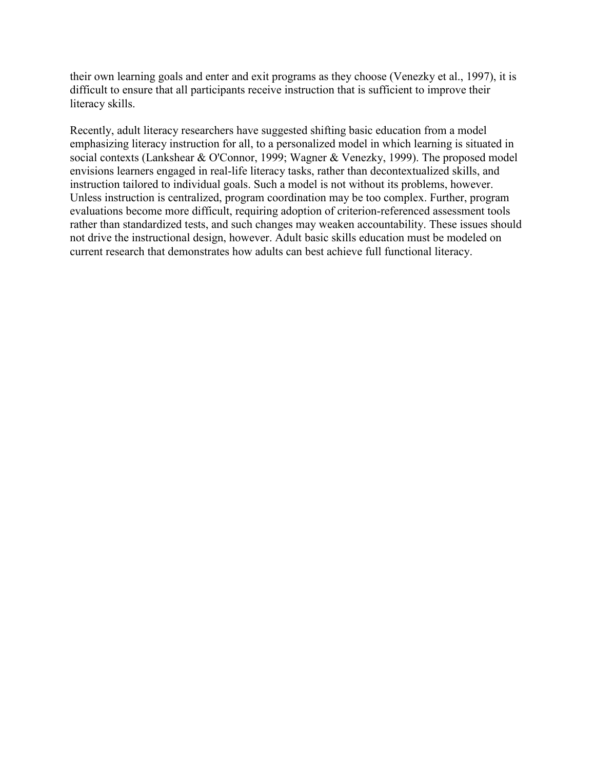their own learning goals and enter and exit programs as they choose (Venezky et al., 1997), it is difficult to ensure that all participants receive instruction that is sufficient to improve their literacy skills.

Recently, adult literacy researchers have suggested shifting basic education from a model emphasizing literacy instruction for all, to a personalized model in which learning is situated in social contexts (Lankshear & O'Connor, 1999; Wagner & Venezky, 1999). The proposed model envisions learners engaged in real-life literacy tasks, rather than decontextualized skills, and instruction tailored to individual goals. Such a model is not without its problems, however. Unless instruction is centralized, program coordination may be too complex. Further, program evaluations become more difficult, requiring adoption of criterion-referenced assessment tools rather than standardized tests, and such changes may weaken accountability. These issues should not drive the instructional design, however. Adult basic skills education must be modeled on current research that demonstrates how adults can best achieve full functional literacy.